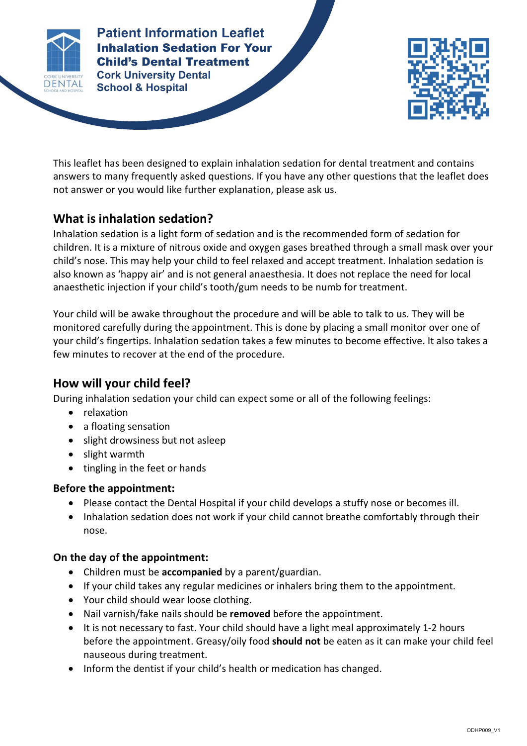# Patient Information Leaflet

## Inhalation Sedation For Your Child's Dental Treatment

Cork University Dental School & Hospital

This leaflet has been designed to explain inhalation sedation for dental treatment and contains answers to many frequently asked questions. If you have any other questions that the leaflet does not answer or you would like further explanation, please ask us.

## What is inhalation sedation?

Inhalation sedation is a light form of sedation and is the recommended form of sedation for children. It is a mixture of nitrous oxide and oxygen gases breathed through a small mask over your child's nose. This may help your child to feel relaxed and accept treatment. Inhalation sedation is also known as 'happy air' and is not general anaesthesia. It does not replace the need for local anaesthetic injection if your child's tooth/gum needs to be numb for treatment.

Your child will be awake throughout the procedure and will be able to talk to us. They will be monitored carefully during the appointment. This is done by placing a small monitor over one of your child's fingertips. Inhalation sedation takes a few minutes to become effective. It also takes a few minutes to recover at the end of the procedure.

## How will your child feel?

During inhalation sedation your child can expect some or all of the following feelings:

- relaxation
- a floating sensation
- slight drowsiness but not asleep
- slight warmth
- tingling in the feet or hands

### Before the appointment:

- Please contact the Dental Hospital if your child develops a stuffy nose or becomes ill.
- Inhalation sedation does not work if your child cannot breathe comfortably through their nose.

### On the day of the appointment:

- Children must be **accompanied** by a parent/guardian.
- If your child takes any regular medicines or inhalers bring them to the appointment.
- Your child should wear loose clothing.
- Nail varnish/fake nails should be **removed** before the appointment.
- It is not necessary to fast. Your child should have a light meal approximately 1-2 hours before the appointment. Greasy/oily food **should not** be eaten as it can make your child feel nauseous during treatment.
- Inform the dentist if your child's health or medication has changed.

ODHP009_V1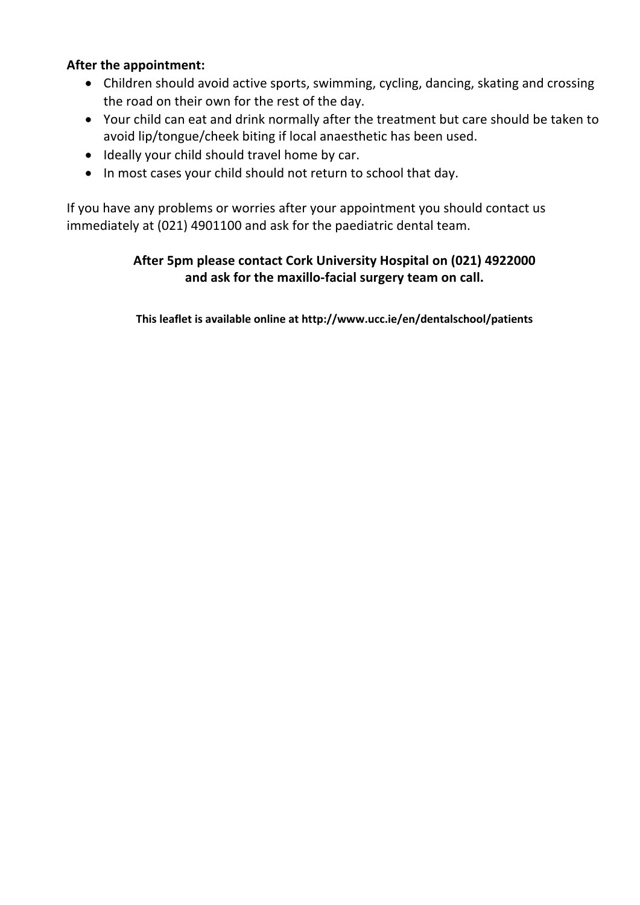**After the appointment:**

- Children should avoid active sports, swimming, cycling, dancing, skating and crossing the road on their own for the rest of the day.
- Your child can eat and drink normally after the treatment but care should be taken to avoid lip/tongue/cheek biting if local anaesthetic has been used.
- Ideally your child should travel home by car.
- In most cases your child should not return to school that day.

If you have any problems or worries after your appointment you should contact us immediately at (021) 4901100 and ask for the paediatric dental team.

**After 5pm please contact Cork University Hospital on (021) 4922000 and ask for the maxillo-facial surgery team on call.**

**This leaflet is available online at http://www.ucc.ie/en/dentalschool/patients**